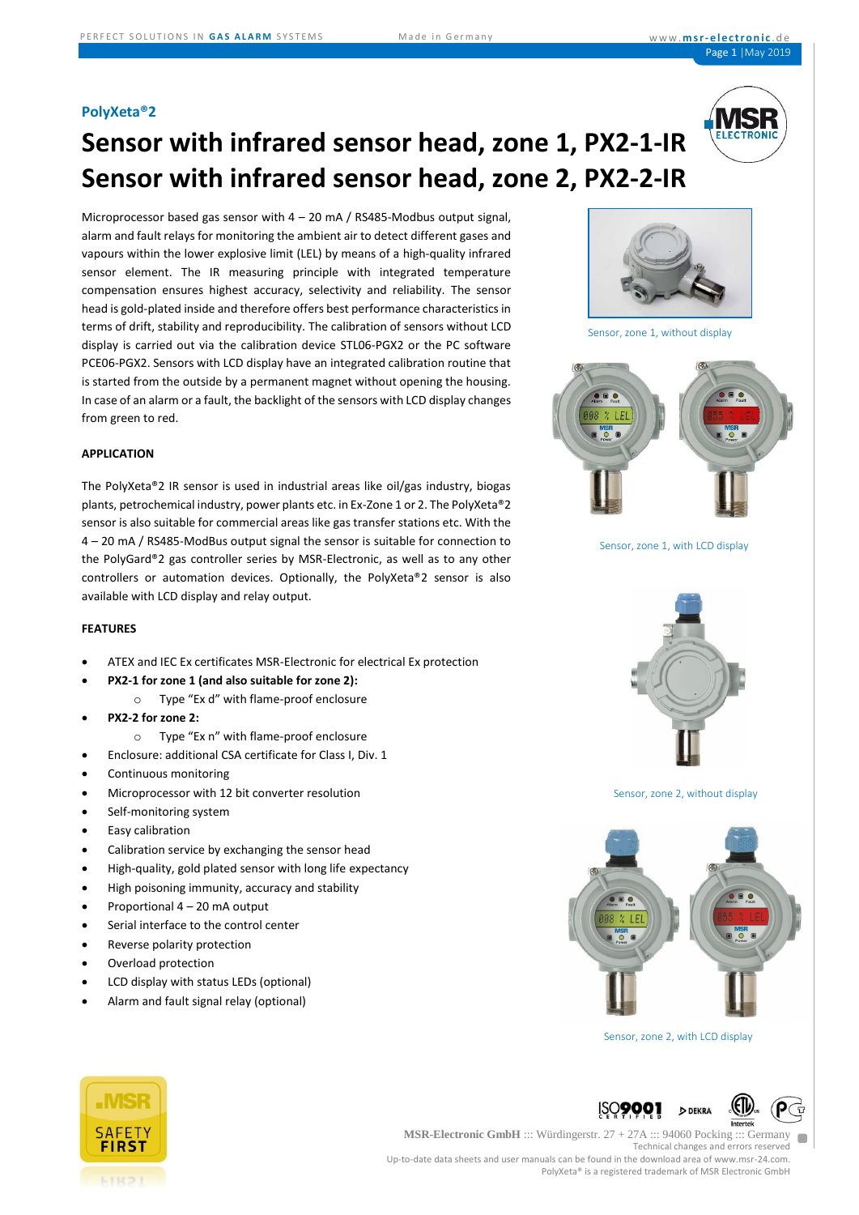PolyXeta®2

# Sensor with infrared sensor head, zone 1, PX2-1-IR
# Sensor with infrared sensor head, zone 2, PX2-2-IR

Microprocessor based gas sensor with 4 – 20 mA / RS485-Modbus output signal, alarm and fault relays for monitoring the ambient air to detect different gases and vapours within the lower explosive limit (LEL) by means of a high-quality infrared sensor element. The IR measuring principle with integrated temperature compensation ensures highest accuracy, selectivity and reliability. The sensor head is gold-plated inside and therefore offers best performance characteristics in terms of drift, stability and reproducibility. The calibration of sensors without LCD display is carried out via the calibration device STL06-PGX2 or the PC software PCE06-PGX2. Sensors with LCD display have an integrated calibration routine that is started from the outside by a permanent magnet without opening the housing. In case of an alarm or a fault, the backlight of the sensors with LCD display changes from green to red.

Sensor, zone 1, without display

Sensor, zone 1, with LCD display

Sensor, zone 2, without display

Sensor, zone 2, with LCD display

## APPLICATION

The PolyXeta®2 IR sensor is used in industrial areas like oil/gas industry, biogas plants, petrochemical industry, power plants etc. in Ex-Zone 1 or 2. The PolyXeta®2 sensor is also suitable for commercial areas like gas transfer stations etc. With the 4 – 20 mA / RS485-ModBus output signal the sensor is suitable for connection to the PolyGard®2 gas controller series by MSR-Electronic, as well as to any other controllers or automation devices. Optionally, the PolyXeta®2 sensor is also available with LCD display and relay output.

## FEATURES

- ATEX and IEC Ex certificates MSR-Electronic for electrical Ex protection
- **PX2-1 for zone 1 (and also suitable for zone 2):**
  - Type "Ex d" with flame-proof enclosure
- **PX2-2 for zone 2:**
  - Type "Ex n" with flame-proof enclosure
- Enclosure: additional CSA certificate for Class I, Div. 1
- Continuous monitoring
- Microprocessor with 12 bit converter resolution
- Self-monitoring system
- Easy calibration
- Calibration service by exchanging the sensor head
- High-quality, gold plated sensor with long life expectancy
- High poisoning immunity, accuracy and stability
- Proportional 4 – 20 mA output
- Serial interface to the control center
- Reverse polarity protection
- Overload protection
- LCD display with status LEDs (optional)
- Alarm and fault signal relay (optional)

MSR-Electronic GmbH ::: Würdingerstr. 27 + 27A ::: 94060 Pocking ::: Germany
Technical changes and errors reserved
Up-to-date data sheets and user manuals can be found in the download area of www.msr-24.com.
PolyXeta® is a registered trademark of MSR Electronic GmbH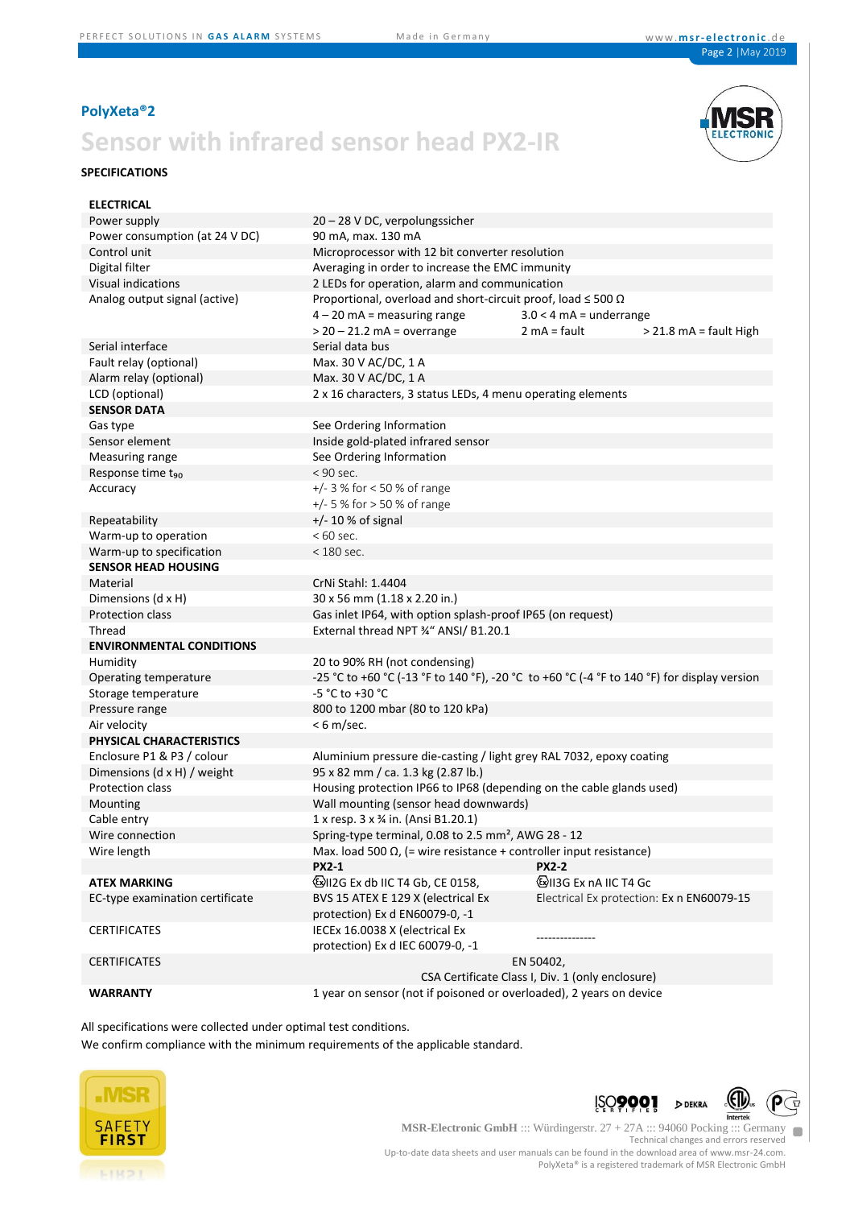## PolyXeta®2

# Sensor with infrared sensor head PX2-IR

### SPECIFICATIONS

| | | | |
|---|---|---|---|
| **ELECTRICAL** | | | |
| Power supply | 20 – 28 V DC, verpolungssicher | | |
| Power consumption (at 24 V DC) | 90 mA, max. 130 mA | | |
| Control unit | Microprocessor with 12 bit converter resolution | | |
| Digital filter | Averaging in order to increase the EMC immunity | | |
| Visual indications | 2 LEDs for operation, alarm and communication | | |
| Analog output signal (active) | Proportional, overload and short-circuit proof, load ≤ 500 Ω | | |
| | 4 – 20 mA = measuring range | 3.0 < 4 mA = underrange | |
| | > 20 – 21.2 mA = overrange | 2 mA = fault | > 21.8 mA = fault High |
| Serial interface | Serial data bus | | |
| Fault relay (optional) | Max. 30 V AC/DC, 1 A | | |
| Alarm relay (optional) | Max. 30 V AC/DC, 1 A | | |
| LCD (optional) | 2 x 16 characters, 3 status LEDs, 4 menu operating elements | | |
| **SENSOR DATA** | | | |
| Gas type | See Ordering Information | | |
| Sensor element | Inside gold-plated infrared sensor | | |
| Measuring range | See Ordering Information | | |
| Response time $t_{90}$ | < 90 sec. | | |
| Accuracy | +/- 3 % for < 50 % of range<br>+/- 5 % for > 50 % of range | | |
| Repeatability | +/- 10 % of signal | | |
| Warm-up to operation | < 60 sec. | | |
| Warm-up to specification | < 180 sec. | | |
| **SENSOR HEAD HOUSING** | | | |
| Material | CrNi Stahl: 1.4404 | | |
| Dimensions (d x H) | 30 x 56 mm (1.18 x 2.20 in.) | | |
| Protection class | Gas inlet IP64, with option splash-proof IP65 (on request) | | |
| Thread | External thread NPT ¾" ANSI/ B1.20.1 | | |
| **ENVIRONMENTAL CONDITIONS** | | | |
| Humidity | 20 to 90% RH (not condensing) | | |
| Operating temperature | -25 °C to +60 °C (-13 °F to 140 °F), -20 °C to +60 °C (-4 °F to 140 °F) for display version | | |
| Storage temperature | -5 °C to +30 °C | | |
| Pressure range | 800 to 1200 mbar (80 to 120 kPa) | | |
| Air velocity | < 6 m/sec. | | |
| **PHYSICAL CHARACTERISTICS** | | | |
| Enclosure P1 & P3 / colour | Aluminium pressure die-casting / light grey RAL 7032, epoxy coating | | |
| Dimensions (d x H) / weight | 95 x 82 mm / ca. 1.3 kg (2.87 lb.) | | |
| Protection class | Housing protection IP66 to IP68 (depending on the cable glands used) | | |
| Mounting | Wall mounting (sensor head downwards) | | |
| Cable entry | 1 x resp. 3 x ¾ in. (Ansi B1.20.1) | | |
| Wire connection | Spring-type terminal, 0.08 to 2.5 mm², AWG 28 - 12 | | |
| Wire length | Max. load 500 Ω, (= wire resistance + controller input resistance) | | |
| | **PX2-1** | **PX2-2** | |
| **ATEX MARKING** | Ex II2G Ex db IIC T4 Gb, CE 0158, | Ex II3G Ex nA IIC T4 Gc | |
| EC-type examination certificate | BVS 15 ATEX E 129 X (electrical Ex protection) Ex d EN60079-0, -1 | Electrical Ex protection: Ex n EN60079-15 | |
| CERTIFICATES | IECEx 16.0038 X (electrical Ex protection) Ex d IEC 60079-0, -1 | --------------- | |
| CERTIFICATES | EN 50402,<br>CSA Certificate Class I, Div. 1 (only enclosure) | | |
| **WARRANTY** | 1 year on sensor (not if poisoned or overloaded), 2 years on device | | |

All specifications were collected under optimal test conditions.
We confirm compliance with the minimum requirements of the applicable standard.

MSR-Electronic GmbH ::: Würdingerstr. 27 + 27A ::: 94060 Pocking ::: Germany
Technical changes and errors reserved
Up-to-date data sheets and user manuals can be found in the download area of www.msr-24.com.
PolyXeta® is a registered trademark of MSR Electronic GmbH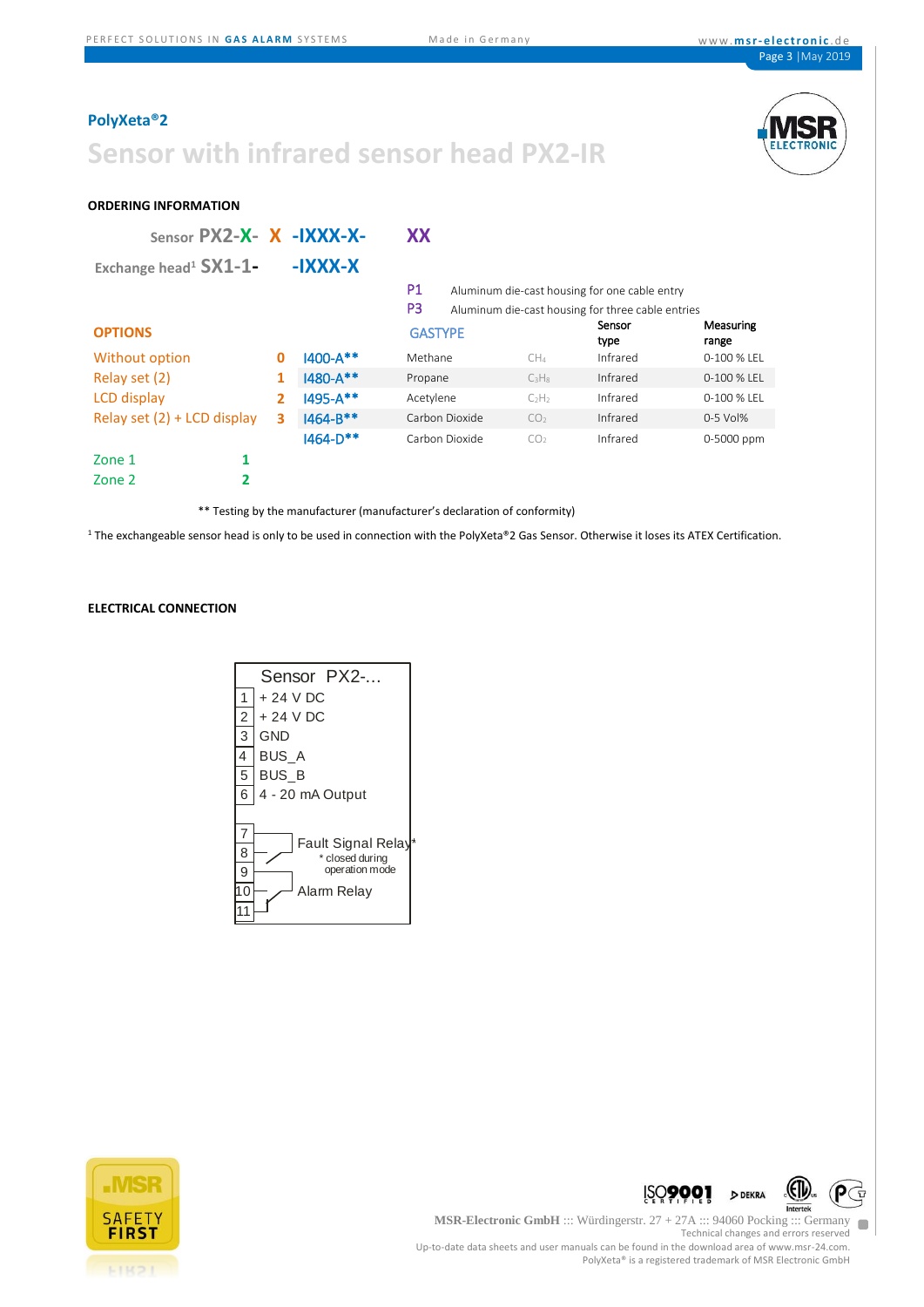PolyXeta®2

# Sensor with infrared sensor head PX2-IR

## ORDERING INFORMATION

Sensor **PX2-X- X -IXXX-X- XX**

Exchange head[1] **SX1-1- -IXXX-X**

P1 Aluminum die-cast housing for one cable entry

P3 Aluminum die-cast housing for three cable entries

| OPTIONS | | GASTYPE | | | Sensor type | Measuring range |
|---|---|---|---|---|---|---|
| Without option | 0 | I400-A** | Methane | $CH_4$ | Infrared | 0-100 % LEL |
| Relay set (2) | 1 | I480-A** | Propane | $C_3H_8$ | Infrared | 0-100 % LEL |
| LCD display | 2 | I495-A** | Acetylene | $C_2H_2$ | Infrared | 0-100 % LEL |
| Relay set (2) + LCD display | 3 | I464-B** | Carbon Dioxide | $CO_2$ | Infrared | 0-5 Vol% |
| | | I464-D** | Carbon Dioxide | $CO_2$ | Infrared | 0-5000 ppm |

| | |
|---|---|
| Zone 1 | 1 |
| Zone 2 | 2 |

** Testing by the manufacturer (manufacturer's declaration of conformity)

[1] The exchangeable sensor head is only to be used in connection with the PolyXeta®2 Gas Sensor. Otherwise it loses its ATEX Certification.

## ELECTRICAL CONNECTION

Sensor PX2-...

| Terminal | Function |
|---|---|
| 1 | + 24 V DC |
| 2 | + 24 V DC |
| 3 | GND |
| 4 | BUS_A |
| 5 | BUS_B |
| 6 | 4 - 20 mA Output |
| 7, 8, 9 | Fault Signal Relay* |
| 9, 10, 11 | Alarm Relay |

\* closed during operation mode

MSR-Electronic GmbH ::: Würdingerstr. 27 + 27A ::: 94060 Pocking ::: Germany
Technical changes and errors reserved
Up-to-date data sheets and user manuals can be found in the download area of www.msr-24.com.
PolyXeta® is a registered trademark of MSR Electronic GmbH